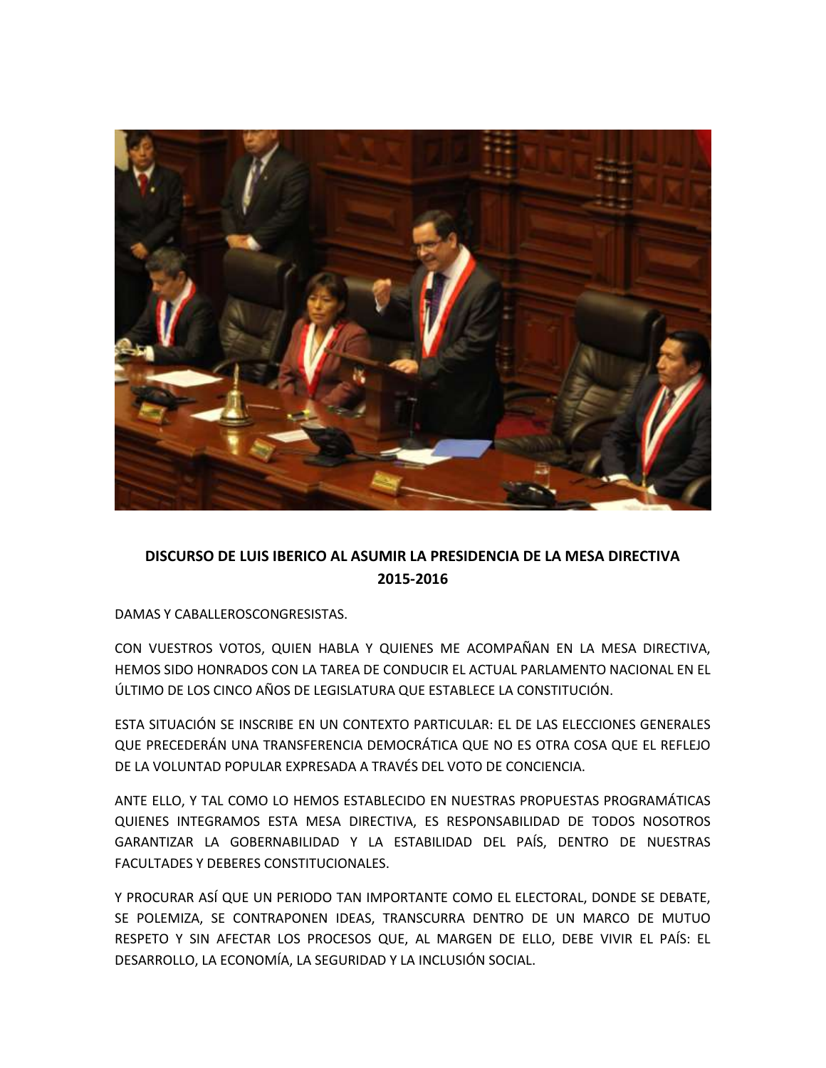**DISCURSO DE LUIS IBERICO AL ASUMIR LA PRESIDENCIA DE LA MESA DIRECTIVA 2015-2016**

DAMAS Y CABALLEROSCONGRESISTAS.

CON VUESTROS VOTOS, QUIEN HABLA Y QUIENES ME ACOMPAÑAN EN LA MESA DIRECTIVA, HEMOS SIDO HONRADOS CON LA TAREA DE CONDUCIR EL ACTUAL PARLAMENTO NACIONAL EN EL ÚLTIMO DE LOS CINCO AÑOS DE LEGISLATURA QUE ESTABLECE LA CONSTITUCIÓN.

ESTA SITUACIÓN SE INSCRIBE EN UN CONTEXTO PARTICULAR: EL DE LAS ELECCIONES GENERALES QUE PRECEDERÁN UNA TRANSFERENCIA DEMOCRÁTICA QUE NO ES OTRA COSA QUE EL REFLEJO DE LA VOLUNTAD POPULAR EXPRESADA A TRAVÉS DEL VOTO DE CONCIENCIA.

ANTE ELLO, Y TAL COMO LO HEMOS ESTABLECIDO EN NUESTRAS PROPUESTAS PROGRAMÁTICAS QUIENES INTEGRAMOS ESTA MESA DIRECTIVA, ES RESPONSABILIDAD DE TODOS NOSOTROS GARANTIZAR LA GOBERNABILIDAD Y LA ESTABILIDAD DEL PAÍS, DENTRO DE NUESTRAS FACULTADES Y DEBERES CONSTITUCIONALES.

Y PROCURAR ASÍ QUE UN PERIODO TAN IMPORTANTE COMO EL ELECTORAL, DONDE SE DEBATE, SE POLEMIZA, SE CONTRAPONEN IDEAS, TRANSCURRA DENTRO DE UN MARCO DE MUTUO RESPETO Y SIN AFECTAR LOS PROCESOS QUE, AL MARGEN DE ELLO, DEBE VIVIR EL PAÍS: EL DESARROLLO, LA ECONOMÍA, LA SEGURIDAD Y LA INCLUSIÓN SOCIAL.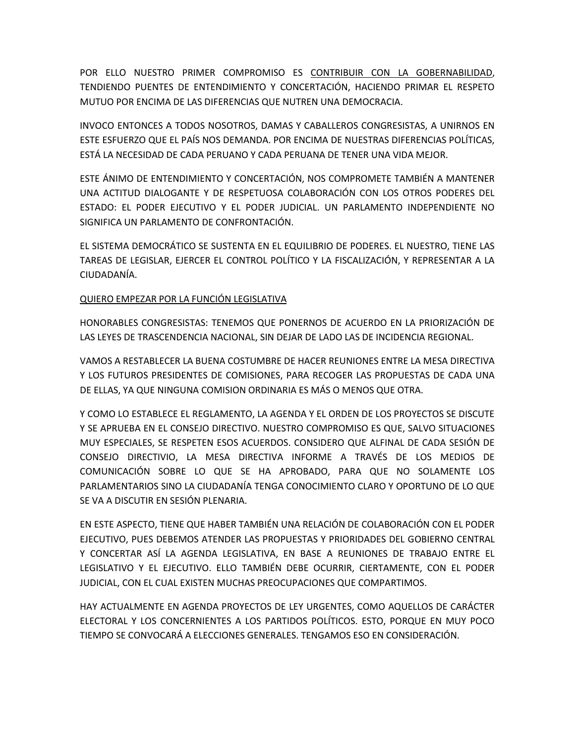POR ELLO NUESTRO PRIMER COMPROMISO ES <u>CONTRIBUIR CON LA GOBERNABILIDAD</u>, TENDIENDO PUENTES DE ENTENDIMIENTO Y CONCERTACIÓN, HACIENDO PRIMAR EL RESPETO MUTUO POR ENCIMA DE LAS DIFERENCIAS QUE NUTREN UNA DEMOCRACIA.

INVOCO ENTONCES A TODOS NOSOTROS, DAMAS Y CABALLEROS CONGRESISTAS, A UNIRNOS EN ESTE ESFUERZO QUE EL PAÍS NOS DEMANDA. POR ENCIMA DE NUESTRAS DIFERENCIAS POLÍTICAS, ESTÁ LA NECESIDAD DE CADA PERUANO Y CADA PERUANA DE TENER UNA VIDA MEJOR.

ESTE ÁNIMO DE ENTENDIMIENTO Y CONCERTACIÓN, NOS COMPROMETE TAMBIÉN A MANTENER UNA ACTITUD DIALOGANTE Y DE RESPETUOSA COLABORACIÓN CON LOS OTROS PODERES DEL ESTADO: EL PODER EJECUTIVO Y EL PODER JUDICIAL. UN PARLAMENTO INDEPENDIENTE NO SIGNIFICA UN PARLAMENTO DE CONFRONTACIÓN.

EL SISTEMA DEMOCRÁTICO SE SUSTENTA EN EL EQUILIBRIO DE PODERES. EL NUESTRO, TIENE LAS TAREAS DE LEGISLAR, EJERCER EL CONTROL POLÍTICO Y LA FISCALIZACIÓN, Y REPRESENTAR A LA CIUDADANÍA.

<u>QUIERO EMPEZAR POR LA FUNCIÓN LEGISLATIVA</u>

HONORABLES CONGRESISTAS: TENEMOS QUE PONERNOS DE ACUERDO EN LA PRIORIZACIÓN DE LAS LEYES DE TRASCENDENCIA NACIONAL, SIN DEJAR DE LADO LAS DE INCIDENCIA REGIONAL.

VAMOS A RESTABLECER LA BUENA COSTUMBRE DE HACER REUNIONES ENTRE LA MESA DIRECTIVA Y LOS FUTUROS PRESIDENTES DE COMISIONES, PARA RECOGER LAS PROPUESTAS DE CADA UNA DE ELLAS, YA QUE NINGUNA COMISION ORDINARIA ES MÁS O MENOS QUE OTRA.

Y COMO LO ESTABLECE EL REGLAMENTO, LA AGENDA Y EL ORDEN DE LOS PROYECTOS SE DISCUTE Y SE APRUEBA EN EL CONSEJO DIRECTIVO. NUESTRO COMPROMISO ES QUE, SALVO SITUACIONES MUY ESPECIALES, SE RESPETEN ESOS ACUERDOS. CONSIDERO QUE ALFINAL DE CADA SESIÓN DE CONSEJO DIRECTIVIO, LA MESA DIRECTIVA INFORME A TRAVÉS DE LOS MEDIOS DE COMUNICACIÓN SOBRE LO QUE SE HA APROBADO, PARA QUE NO SOLAMENTE LOS PARLAMENTARIOS SINO LA CIUDADANÍA TENGA CONOCIMIENTO CLARO Y OPORTUNO DE LO QUE SE VA A DISCUTIR EN SESIÓN PLENARIA.

EN ESTE ASPECTO, TIENE QUE HABER TAMBIÉN UNA RELACIÓN DE COLABORACIÓN CON EL PODER EJECUTIVO, PUES DEBEMOS ATENDER LAS PROPUESTAS Y PRIORIDADES DEL GOBIERNO CENTRAL Y CONCERTAR ASÍ LA AGENDA LEGISLATIVA, EN BASE A REUNIONES DE TRABAJO ENTRE EL LEGISLATIVO Y EL EJECUTIVO. ELLO TAMBIÉN DEBE OCURRIR, CIERTAMENTE, CON EL PODER JUDICIAL, CON EL CUAL EXISTEN MUCHAS PREOCUPACIONES QUE COMPARTIMOS.

HAY ACTUALMENTE EN AGENDA PROYECTOS DE LEY URGENTES, COMO AQUELLOS DE CARÁCTER ELECTORAL Y LOS CONCERNIENTES A LOS PARTIDOS POLÍTICOS. ESTO, PORQUE EN MUY POCO TIEMPO SE CONVOCARÁ A ELECCIONES GENERALES. TENGAMOS ESO EN CONSIDERACIÓN.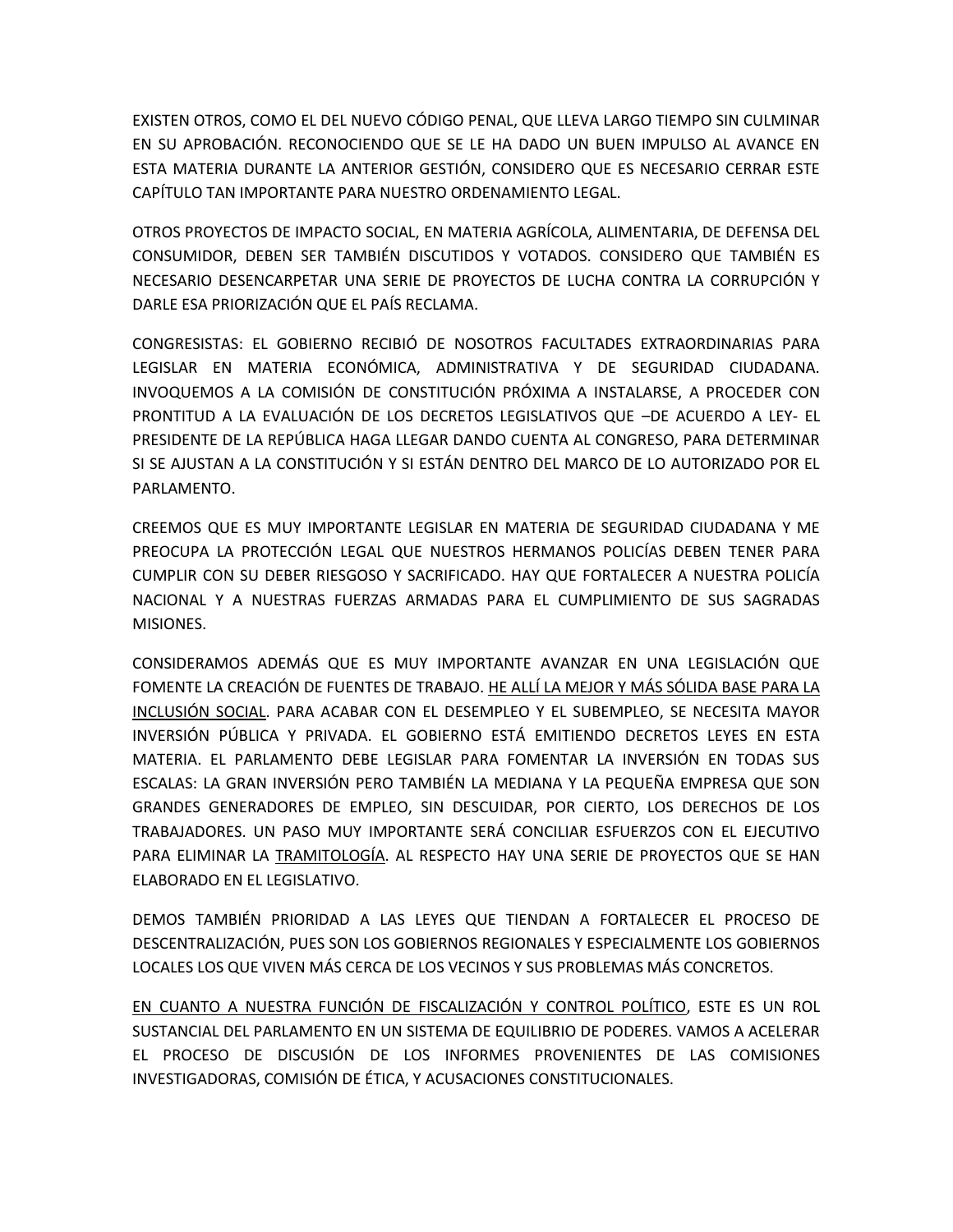EXISTEN OTROS, COMO EL DEL NUEVO CÓDIGO PENAL, QUE LLEVA LARGO TIEMPO SIN CULMINAR EN SU APROBACIÓN. RECONOCIENDO QUE SE LE HA DADO UN BUEN IMPULSO AL AVANCE EN ESTA MATERIA DURANTE LA ANTERIOR GESTIÓN, CONSIDERO QUE ES NECESARIO CERRAR ESTE CAPÍTULO TAN IMPORTANTE PARA NUESTRO ORDENAMIENTO LEGAL.

OTROS PROYECTOS DE IMPACTO SOCIAL, EN MATERIA AGRÍCOLA, ALIMENTARIA, DE DEFENSA DEL CONSUMIDOR, DEBEN SER TAMBIÉN DISCUTIDOS Y VOTADOS. CONSIDERO QUE TAMBIÉN ES NECESARIO DESENCARPETAR UNA SERIE DE PROYECTOS DE LUCHA CONTRA LA CORRUPCIÓN Y DARLE ESA PRIORIZACIÓN QUE EL PAÍS RECLAMA.

CONGRESISTAS: EL GOBIERNO RECIBIÓ DE NOSOTROS FACULTADES EXTRAORDINARIAS PARA LEGISLAR EN MATERIA ECONÓMICA, ADMINISTRATIVA Y DE SEGURIDAD CIUDADANA. INVOQUEMOS A LA COMISIÓN DE CONSTITUCIÓN PRÓXIMA A INSTALARSE, A PROCEDER CON PRONTITUD A LA EVALUACIÓN DE LOS DECRETOS LEGISLATIVOS QUE –DE ACUERDO A LEY- EL PRESIDENTE DE LA REPÚBLICA HAGA LLEGAR DANDO CUENTA AL CONGRESO, PARA DETERMINAR SI SE AJUSTAN A LA CONSTITUCIÓN Y SI ESTÁN DENTRO DEL MARCO DE LO AUTORIZADO POR EL PARLAMENTO.

CREEMOS QUE ES MUY IMPORTANTE LEGISLAR EN MATERIA DE SEGURIDAD CIUDADANA Y ME PREOCUPA LA PROTECCIÓN LEGAL QUE NUESTROS HERMANOS POLICÍAS DEBEN TENER PARA CUMPLIR CON SU DEBER RIESGOSO Y SACRIFICADO. HAY QUE FORTALECER A NUESTRA POLICÍA NACIONAL Y A NUESTRAS FUERZAS ARMADAS PARA EL CUMPLIMIENTO DE SUS SAGRADAS MISIONES.

CONSIDERAMOS ADEMÁS QUE ES MUY IMPORTANTE AVANZAR EN UNA LEGISLACIÓN QUE FOMENTE LA CREACIÓN DE FUENTES DE TRABAJO. <u>HE ALLÍ LA MEJOR Y MÁS SÓLIDA BASE PARA LA INCLUSIÓN SOCIAL</u>. PARA ACABAR CON EL DESEMPLEO Y EL SUBEMPLEO, SE NECESITA MAYOR INVERSIÓN PÚBLICA Y PRIVADA. EL GOBIERNO ESTÁ EMITIENDO DECRETOS LEYES EN ESTA MATERIA. EL PARLAMENTO DEBE LEGISLAR PARA FOMENTAR LA INVERSIÓN EN TODAS SUS ESCALAS: LA GRAN INVERSIÓN PERO TAMBIÉN LA MEDIANA Y LA PEQUEÑA EMPRESA QUE SON GRANDES GENERADORES DE EMPLEO, SIN DESCUIDAR, POR CIERTO, LOS DERECHOS DE LOS TRABAJADORES. UN PASO MUY IMPORTANTE SERÁ CONCILIAR ESFUERZOS CON EL EJECUTIVO PARA ELIMINAR LA <u>TRAMITOLOGÍA</u>. AL RESPECTO HAY UNA SERIE DE PROYECTOS QUE SE HAN ELABORADO EN EL LEGISLATIVO.

DEMOS TAMBIÉN PRIORIDAD A LAS LEYES QUE TIENDAN A FORTALECER EL PROCESO DE DESCENTRALIZACIÓN, PUES SON LOS GOBIERNOS REGIONALES Y ESPECIALMENTE LOS GOBIERNOS LOCALES LOS QUE VIVEN MÁS CERCA DE LOS VECINOS Y SUS PROBLEMAS MÁS CONCRETOS.

<u>EN CUANTO A NUESTRA FUNCIÓN DE FISCALIZACIÓN Y CONTROL POLÍTICO</u>, ESTE ES UN ROL SUSTANCIAL DEL PARLAMENTO EN UN SISTEMA DE EQUILIBRIO DE PODERES. VAMOS A ACELERAR EL PROCESO DE DISCUSIÓN DE LOS INFORMES PROVENIENTES DE LAS COMISIONES INVESTIGADORAS, COMISIÓN DE ÉTICA, Y ACUSACIONES CONSTITUCIONALES.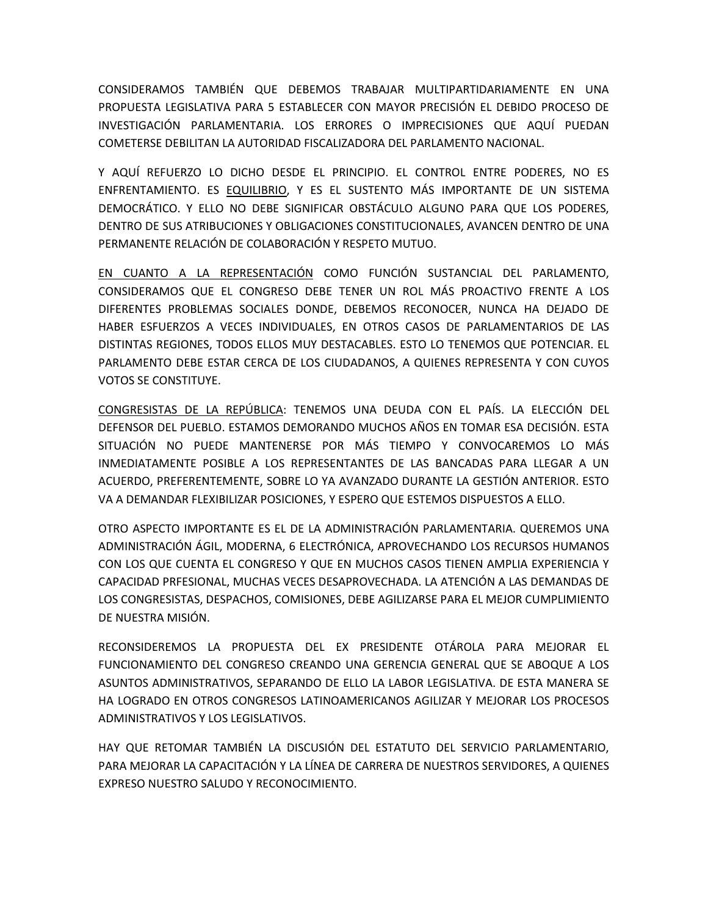CONSIDERAMOS TAMBIÉN QUE DEBEMOS TRABAJAR MULTIPARTIDARIAMENTE EN UNA PROPUESTA LEGISLATIVA PARA 5 ESTABLECER CON MAYOR PRECISIÓN EL DEBIDO PROCESO DE INVESTIGACIÓN PARLAMENTARIA. LOS ERRORES O IMPRECISIONES QUE AQUÍ PUEDAN COMETERSE DEBILITAN LA AUTORIDAD FISCALIZADORA DEL PARLAMENTO NACIONAL.

Y AQUÍ REFUERZO LO DICHO DESDE EL PRINCIPIO. EL CONTROL ENTRE PODERES, NO ES ENFRENTAMIENTO. ES <u>EQUILIBRIO</u>, Y ES EL SUSTENTO MÁS IMPORTANTE DE UN SISTEMA DEMOCRÁTICO. Y ELLO NO DEBE SIGNIFICAR OBSTÁCULO ALGUNO PARA QUE LOS PODERES, DENTRO DE SUS ATRIBUCIONES Y OBLIGACIONES CONSTITUCIONALES, AVANCEN DENTRO DE UNA PERMANENTE RELACIÓN DE COLABORACIÓN Y RESPETO MUTUO.

<u>EN CUANTO A LA REPRESENTACIÓN</u> COMO FUNCIÓN SUSTANCIAL DEL PARLAMENTO, CONSIDERAMOS QUE EL CONGRESO DEBE TENER UN ROL MÁS PROACTIVO FRENTE A LOS DIFERENTES PROBLEMAS SOCIALES DONDE, DEBEMOS RECONOCER, NUNCA HA DEJADO DE HABER ESFUERZOS A VECES INDIVIDUALES, EN OTROS CASOS DE PARLAMENTARIOS DE LAS DISTINTAS REGIONES, TODOS ELLOS MUY DESTACABLES. ESTO LO TENEMOS QUE POTENCIAR. EL PARLAMENTO DEBE ESTAR CERCA DE LOS CIUDADANOS, A QUIENES REPRESENTA Y CON CUYOS VOTOS SE CONSTITUYE.

<u>CONGRESISTAS DE LA REPÚBLICA</u>: TENEMOS UNA DEUDA CON EL PAÍS. LA ELECCIÓN DEL DEFENSOR DEL PUEBLO. ESTAMOS DEMORANDO MUCHOS AÑOS EN TOMAR ESA DECISIÓN. ESTA SITUACIÓN NO PUEDE MANTENERSE POR MÁS TIEMPO Y CONVOCAREMOS LO MÁS INMEDIATAMENTE POSIBLE A LOS REPRESENTANTES DE LAS BANCADAS PARA LLEGAR A UN ACUERDO, PREFERENTEMENTE, SOBRE LO YA AVANZADO DURANTE LA GESTIÓN ANTERIOR. ESTO VA A DEMANDAR FLEXIBILIZAR POSICIONES, Y ESPERO QUE ESTEMOS DISPUESTOS A ELLO.

OTRO ASPECTO IMPORTANTE ES EL DE LA ADMINISTRACIÓN PARLAMENTARIA. QUEREMOS UNA ADMINISTRACIÓN ÁGIL, MODERNA, 6 ELECTRÓNICA, APROVECHANDO LOS RECURSOS HUMANOS CON LOS QUE CUENTA EL CONGRESO Y QUE EN MUCHOS CASOS TIENEN AMPLIA EXPERIENCIA Y CAPACIDAD PRFESIONAL, MUCHAS VECES DESAPROVECHADA. LA ATENCIÓN A LAS DEMANDAS DE LOS CONGRESISTAS, DESPACHOS, COMISIONES, DEBE AGILIZARSE PARA EL MEJOR CUMPLIMIENTO DE NUESTRA MISIÓN.

RECONSIDEREMOS LA PROPUESTA DEL EX PRESIDENTE OTÁROLA PARA MEJORAR EL FUNCIONAMIENTO DEL CONGRESO CREANDO UNA GERENCIA GENERAL QUE SE ABOQUE A LOS ASUNTOS ADMINISTRATIVOS, SEPARANDO DE ELLO LA LABOR LEGISLATIVA. DE ESTA MANERA SE HA LOGRADO EN OTROS CONGRESOS LATINOAMERICANOS AGILIZAR Y MEJORAR LOS PROCESOS ADMINISTRATIVOS Y LOS LEGISLATIVOS.

HAY QUE RETOMAR TAMBIÉN LA DISCUSIÓN DEL ESTATUTO DEL SERVICIO PARLAMENTARIO, PARA MEJORAR LA CAPACITACIÓN Y LA LÍNEA DE CARRERA DE NUESTROS SERVIDORES, A QUIENES EXPRESO NUESTRO SALUDO Y RECONOCIMIENTO.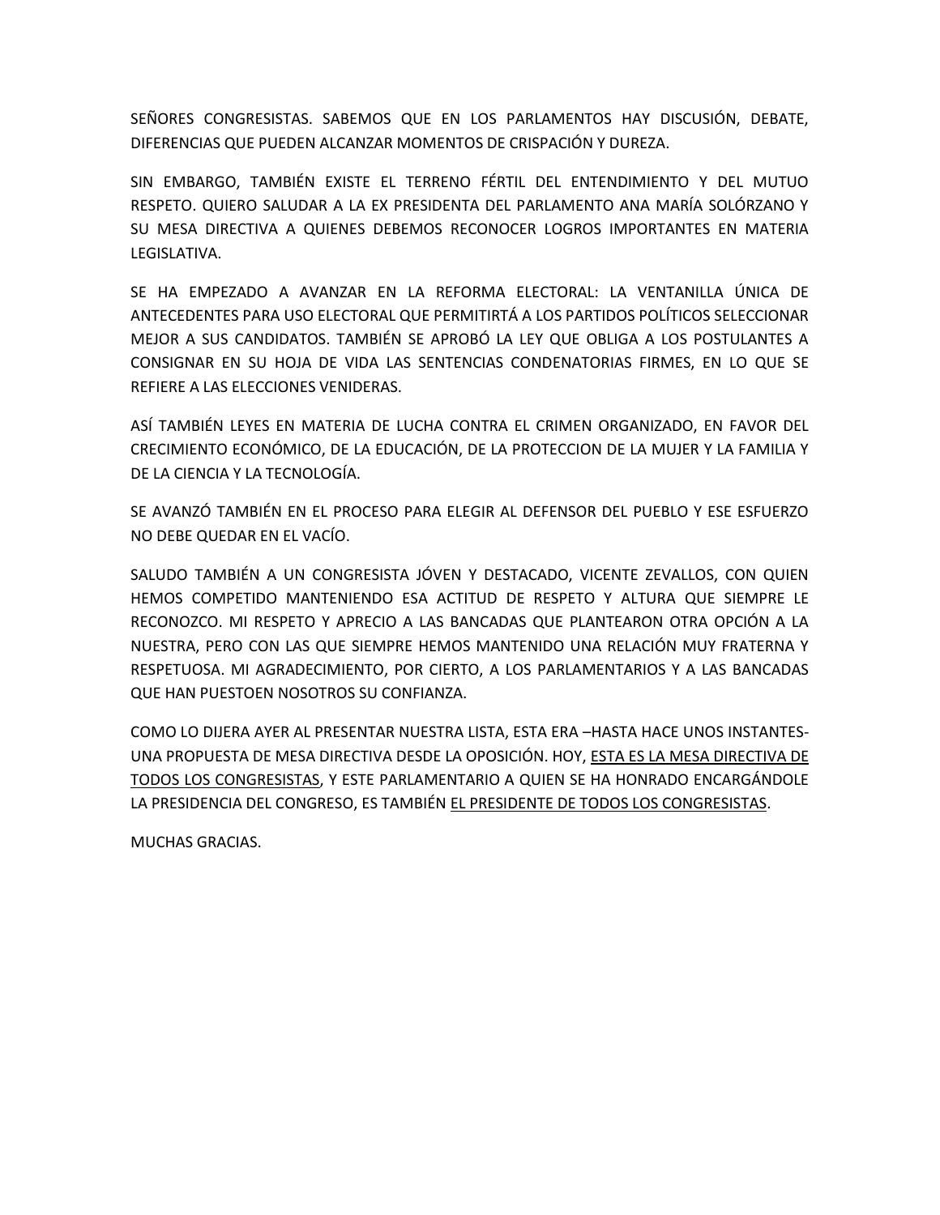SEÑORES CONGRESISTAS. SABEMOS QUE EN LOS PARLAMENTOS HAY DISCUSIÓN, DEBATE, DIFERENCIAS QUE PUEDEN ALCANZAR MOMENTOS DE CRISPACIÓN Y DUREZA.

SIN EMBARGO, TAMBIÉN EXISTE EL TERRENO FÉRTIL DEL ENTENDIMIENTO Y DEL MUTUO RESPETO. QUIERO SALUDAR A LA EX PRESIDENTA DEL PARLAMENTO ANA MARÍA SOLÓRZANO Y SU MESA DIRECTIVA A QUIENES DEBEMOS RECONOCER LOGROS IMPORTANTES EN MATERIA LEGISLATIVA.

SE HA EMPEZADO A AVANZAR EN LA REFORMA ELECTORAL: LA VENTANILLA ÚNICA DE ANTECEDENTES PARA USO ELECTORAL QUE PERMITIRTÁ A LOS PARTIDOS POLÍTICOS SELECCIONAR MEJOR A SUS CANDIDATOS. TAMBIÉN SE APROBÓ LA LEY QUE OBLIGA A LOS POSTULANTES A CONSIGNAR EN SU HOJA DE VIDA LAS SENTENCIAS CONDENATORIAS FIRMES, EN LO QUE SE REFIERE A LAS ELECCIONES VENIDERAS.

ASÍ TAMBIÉN LEYES EN MATERIA DE LUCHA CONTRA EL CRIMEN ORGANIZADO, EN FAVOR DEL CRECIMIENTO ECONÓMICO, DE LA EDUCACIÓN, DE LA PROTECCION DE LA MUJER Y LA FAMILIA Y DE LA CIENCIA Y LA TECNOLOGÍA.

SE AVANZÓ TAMBIÉN EN EL PROCESO PARA ELEGIR AL DEFENSOR DEL PUEBLO Y ESE ESFUERZO NO DEBE QUEDAR EN EL VACÍO.

SALUDO TAMBIÉN A UN CONGRESISTA JÓVEN Y DESTACADO, VICENTE ZEVALLOS, CON QUIEN HEMOS COMPETIDO MANTENIENDO ESA ACTITUD DE RESPETO Y ALTURA QUE SIEMPRE LE RECONOZCO. MI RESPETO Y APRECIO A LAS BANCADAS QUE PLANTEARON OTRA OPCIÓN A LA NUESTRA, PERO CON LAS QUE SIEMPRE HEMOS MANTENIDO UNA RELACIÓN MUY FRATERNA Y RESPETUOSA. MI AGRADECIMIENTO, POR CIERTO, A LOS PARLAMENTARIOS Y A LAS BANCADAS QUE HAN PUESTOEN NOSOTROS SU CONFIANZA.

COMO LO DIJERA AYER AL PRESENTAR NUESTRA LISTA, ESTA ERA –HASTA HACE UNOS INSTANTES- UNA PROPUESTA DE MESA DIRECTIVA DESDE LA OPOSICIÓN. HOY, <u>ESTA ES LA MESA DIRECTIVA DE TODOS LOS CONGRESISTAS</u>, Y ESTE PARLAMENTARIO A QUIEN SE HA HONRADO ENCARGÁNDOLE LA PRESIDENCIA DEL CONGRESO, ES TAMBIÉN <u>EL PRESIDENTE DE TODOS LOS CONGRESISTAS</u>.

MUCHAS GRACIAS.